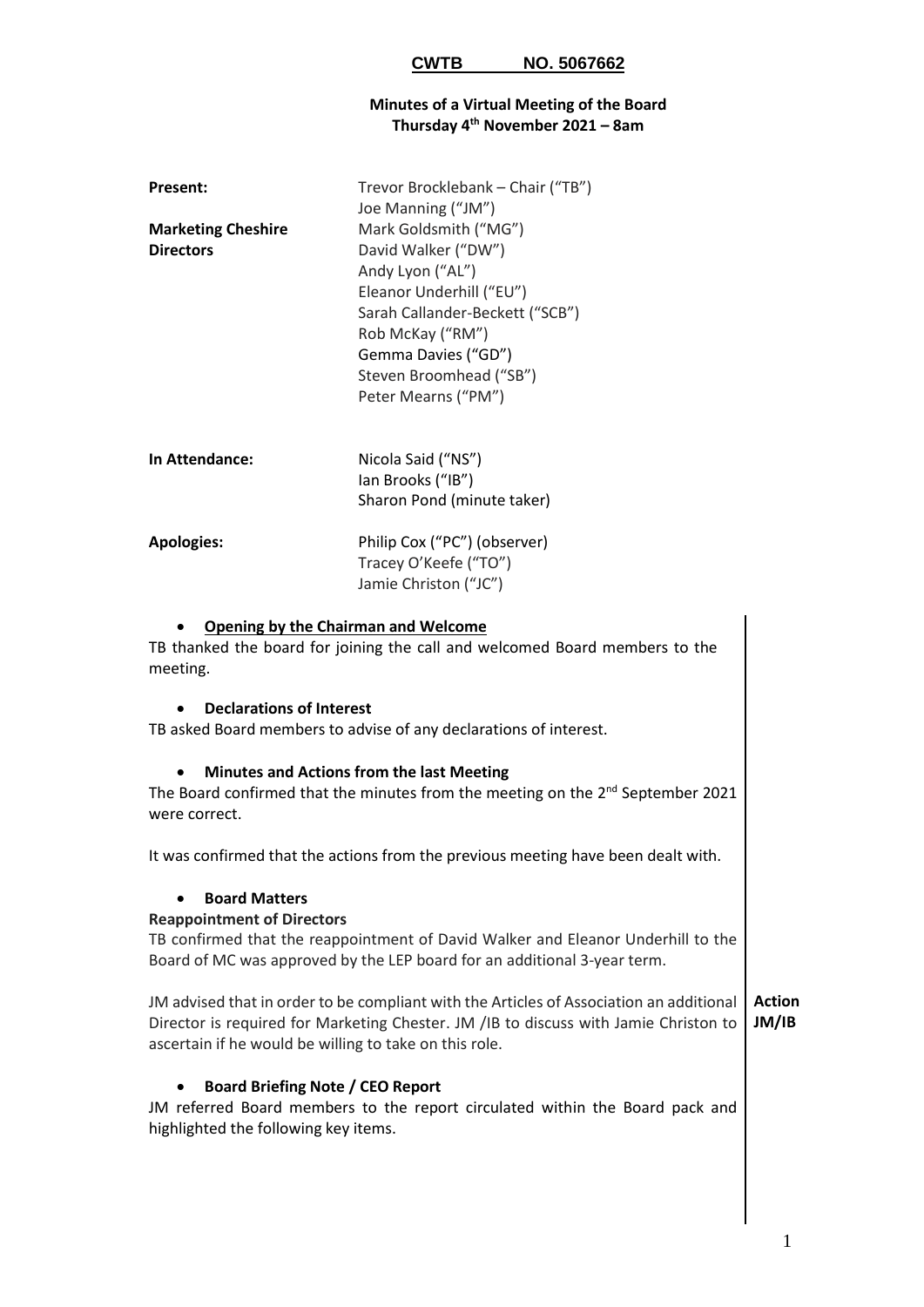**CWTB NO. 5067662**

**Minutes of a Virtual Meeting of the Board**
**Thursday 4th November 2021 – 8am**

| | |
|---|---|
| **Present:** | Trevor Brocklebank – Chair ("TB") |
| | Joe Manning ("JM") |
| **Marketing Cheshire Directors** | Mark Goldsmith ("MG") |
| | David Walker ("DW") |
| | Andy Lyon ("AL") |
| | Eleanor Underhill ("EU") |
| | Sarah Callander-Beckett ("SCB") |
| | Rob McKay ("RM") |
| | Gemma Davies ("GD") |
| | Steven Broomhead ("SB") |
| | Peter Mearns ("PM") |
| **In Attendance:** | Nicola Said ("NS") |
| | Ian Brooks ("IB") |
| | Sharon Pond (minute taker) |
| **Apologies:** | Philip Cox ("PC") (observer) |
| | Tracey O'Keefe ("TO") |
| | Jamie Christon ("JC") |

- **Opening by the Chairman and Welcome**

TB thanked the board for joining the call and welcomed Board members to the meeting.

- **Declarations of Interest**

TB asked Board members to advise of any declarations of interest.

- **Minutes and Actions from the last Meeting**

The Board confirmed that the minutes from the meeting on the 2nd September 2021 were correct.

It was confirmed that the actions from the previous meeting have been dealt with.

- **Board Matters**

**Reappointment of Directors**

TB confirmed that the reappointment of David Walker and Eleanor Underhill to the Board of MC was approved by the LEP board for an additional 3-year term.

JM advised that in order to be compliant with the Articles of Association an additional Director is required for Marketing Chester. JM /IB to discuss with Jamie Christon to ascertain if he would be willing to take on this role. **Action JM/IB**

- **Board Briefing Note / CEO Report**

JM referred Board members to the report circulated within the Board pack and highlighted the following key items.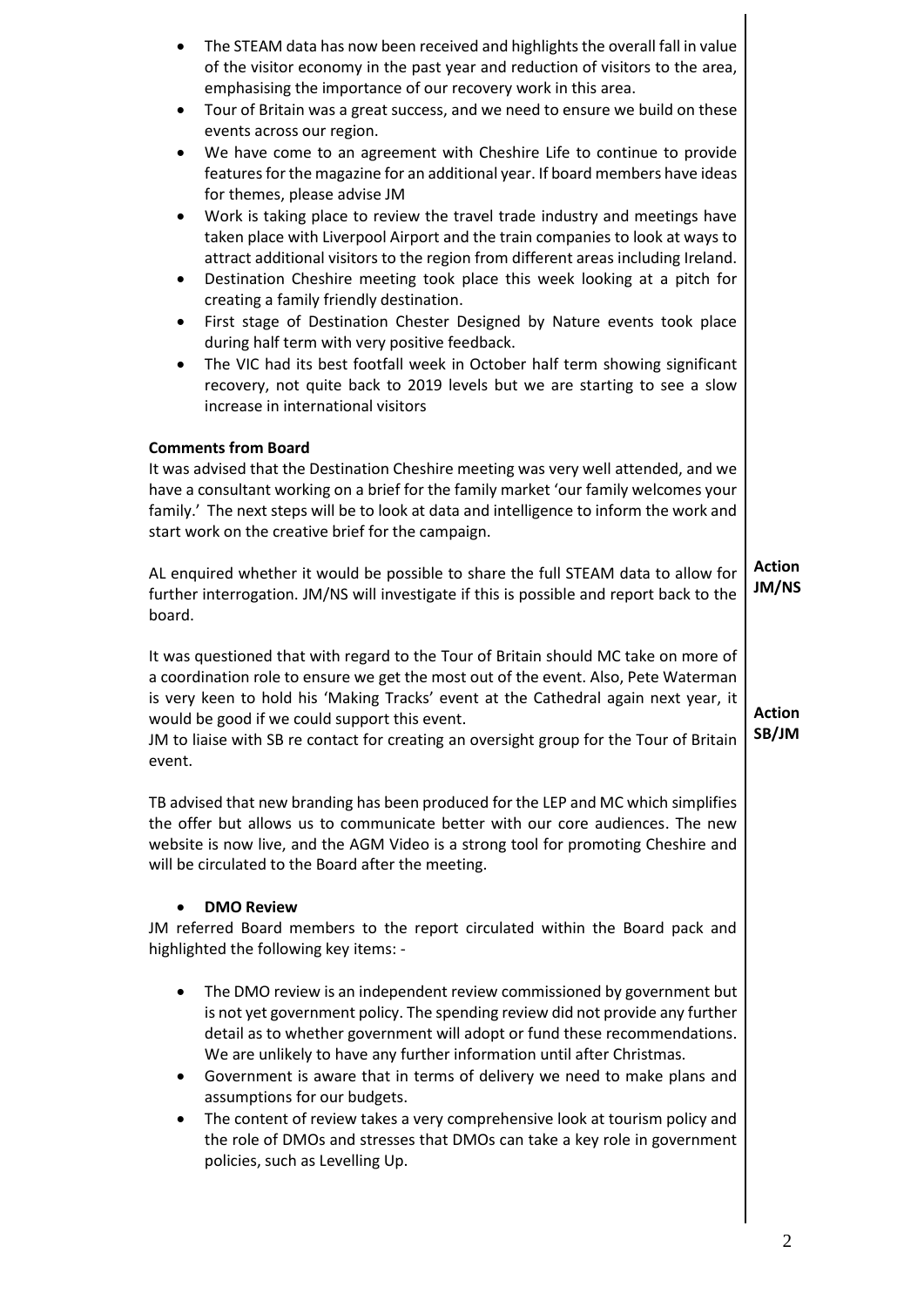- The STEAM data has now been received and highlights the overall fall in value of the visitor economy in the past year and reduction of visitors to the area, emphasising the importance of our recovery work in this area.
- Tour of Britain was a great success, and we need to ensure we build on these events across our region.
- We have come to an agreement with Cheshire Life to continue to provide features for the magazine for an additional year. If board members have ideas for themes, please advise JM
- Work is taking place to review the travel trade industry and meetings have taken place with Liverpool Airport and the train companies to look at ways to attract additional visitors to the region from different areas including Ireland.
- Destination Cheshire meeting took place this week looking at a pitch for creating a family friendly destination.
- First stage of Destination Chester Designed by Nature events took place during half term with very positive feedback.
- The VIC had its best footfall week in October half term showing significant recovery, not quite back to 2019 levels but we are starting to see a slow increase in international visitors

**Comments from Board**

It was advised that the Destination Cheshire meeting was very well attended, and we have a consultant working on a brief for the family market 'our family welcomes your family.' The next steps will be to look at data and intelligence to inform the work and start work on the creative brief for the campaign.

AL enquired whether it would be possible to share the full STEAM data to allow for further interrogation. JM/NS will investigate if this is possible and report back to the board. **Action JM/NS**

It was questioned that with regard to the Tour of Britain should MC take on more of a coordination role to ensure we get the most out of the event. Also, Pete Waterman is very keen to hold his 'Making Tracks' event at the Cathedral again next year, it would be good if we could support this event.

JM to liaise with SB re contact for creating an oversight group for the Tour of Britain event. **Action SB/JM**

TB advised that new branding has been produced for the LEP and MC which simplifies the offer but allows us to communicate better with our core audiences. The new website is now live, and the AGM Video is a strong tool for promoting Cheshire and will be circulated to the Board after the meeting.

- **DMO Review**

JM referred Board members to the report circulated within the Board pack and highlighted the following key items: -

- The DMO review is an independent review commissioned by government but is not yet government policy. The spending review did not provide any further detail as to whether government will adopt or fund these recommendations. We are unlikely to have any further information until after Christmas.
- Government is aware that in terms of delivery we need to make plans and assumptions for our budgets.
- The content of review takes a very comprehensive look at tourism policy and the role of DMOs and stresses that DMOs can take a key role in government policies, such as Levelling Up.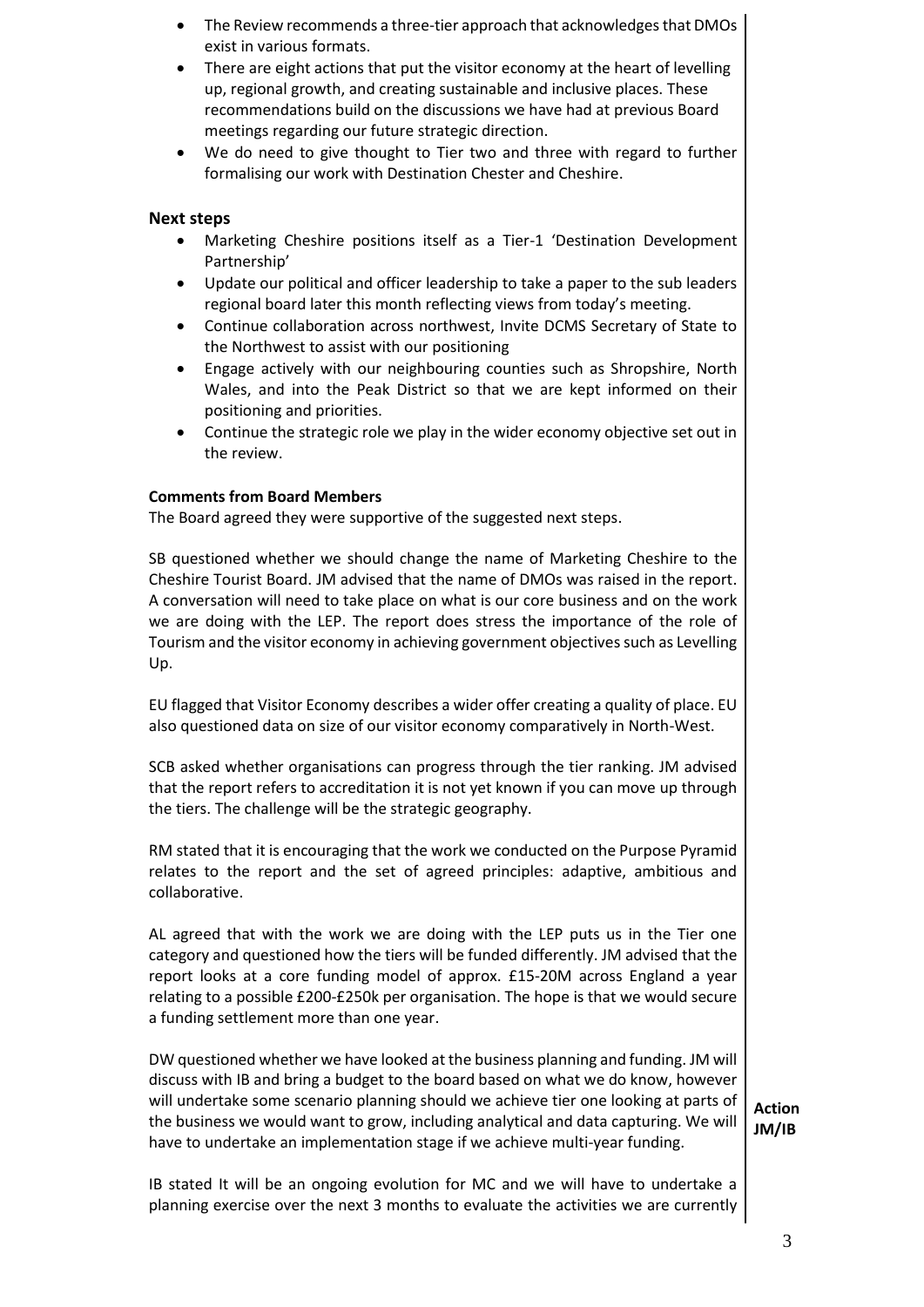- The Review recommends a three-tier approach that acknowledges that DMOs exist in various formats.
- There are eight actions that put the visitor economy at the heart of levelling up, regional growth, and creating sustainable and inclusive places. These recommendations build on the discussions we have had at previous Board meetings regarding our future strategic direction.
- We do need to give thought to Tier two and three with regard to further formalising our work with Destination Chester and Cheshire.

### Next steps

- Marketing Cheshire positions itself as a Tier-1 'Destination Development Partnership'
- Update our political and officer leadership to take a paper to the sub leaders regional board later this month reflecting views from today's meeting.
- Continue collaboration across northwest, Invite DCMS Secretary of State to the Northwest to assist with our positioning
- Engage actively with our neighbouring counties such as Shropshire, North Wales, and into the Peak District so that we are kept informed on their positioning and priorities.
- Continue the strategic role we play in the wider economy objective set out in the review.

**Comments from Board Members**

The Board agreed they were supportive of the suggested next steps.

SB questioned whether we should change the name of Marketing Cheshire to the Cheshire Tourist Board. JM advised that the name of DMOs was raised in the report. A conversation will need to take place on what is our core business and on the work we are doing with the LEP. The report does stress the importance of the role of Tourism and the visitor economy in achieving government objectives such as Levelling Up.

EU flagged that Visitor Economy describes a wider offer creating a quality of place. EU also questioned data on size of our visitor economy comparatively in North-West.

SCB asked whether organisations can progress through the tier ranking. JM advised that the report refers to accreditation it is not yet known if you can move up through the tiers. The challenge will be the strategic geography.

RM stated that it is encouraging that the work we conducted on the Purpose Pyramid relates to the report and the set of agreed principles: adaptive, ambitious and collaborative.

AL agreed that with the work we are doing with the LEP puts us in the Tier one category and questioned how the tiers will be funded differently. JM advised that the report looks at a core funding model of approx. £15-20M across England a year relating to a possible £200-£250k per organisation. The hope is that we would secure a funding settlement more than one year.

DW questioned whether we have looked at the business planning and funding. JM will discuss with IB and bring a budget to the board based on what we do know, however will undertake some scenario planning should we achieve tier one looking at parts of the business we would want to grow, including analytical and data capturing. We will have to undertake an implementation stage if we achieve multi-year funding.

**Action JM/IB**

IB stated It will be an ongoing evolution for MC and we will have to undertake a planning exercise over the next 3 months to evaluate the activities we are currently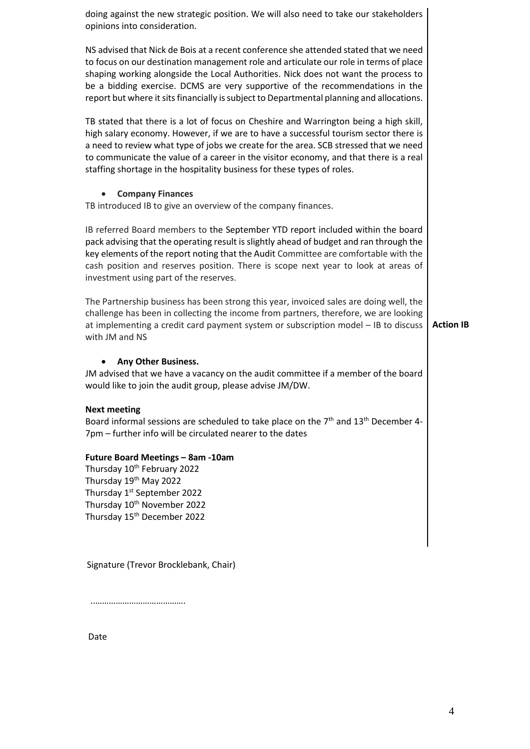doing against the new strategic position. We will also need to take our stakeholders opinions into consideration.

NS advised that Nick de Bois at a recent conference she attended stated that we need to focus on our destination management role and articulate our role in terms of place shaping working alongside the Local Authorities. Nick does not want the process to be a bidding exercise. DCMS are very supportive of the recommendations in the report but where it sits financially is subject to Departmental planning and allocations.

TB stated that there is a lot of focus on Cheshire and Warrington being a high skill, high salary economy. However, if we are to have a successful tourism sector there is a need to review what type of jobs we create for the area. SCB stressed that we need to communicate the value of a career in the visitor economy, and that there is a real staffing shortage in the hospitality business for these types of roles.

- **Company Finances**

TB introduced IB to give an overview of the company finances.

IB referred Board members to the September YTD report included within the board pack advising that the operating result is slightly ahead of budget and ran through the key elements of the report noting that the Audit Committee are comfortable with the cash position and reserves position. There is scope next year to look at areas of investment using part of the reserves.

The Partnership business has been strong this year, invoiced sales are doing well, the challenge has been in collecting the income from partners, therefore, we are looking at implementing a credit card payment system or subscription model – IB to discuss with JM and NS **Action IB**

- **Any Other Business.**

JM advised that we have a vacancy on the audit committee if a member of the board would like to join the audit group, please advise JM/DW.

**Next meeting**

Board informal sessions are scheduled to take place on the 7th and 13th December 4-7pm – further info will be circulated nearer to the dates

**Future Board Meetings – 8am -10am**

Thursday 10th February 2022
Thursday 19th May 2022
Thursday 1st September 2022
Thursday 10th November 2022
Thursday 15th December 2022

Signature (Trevor Brocklebank, Chair)

…………………………………..

Date